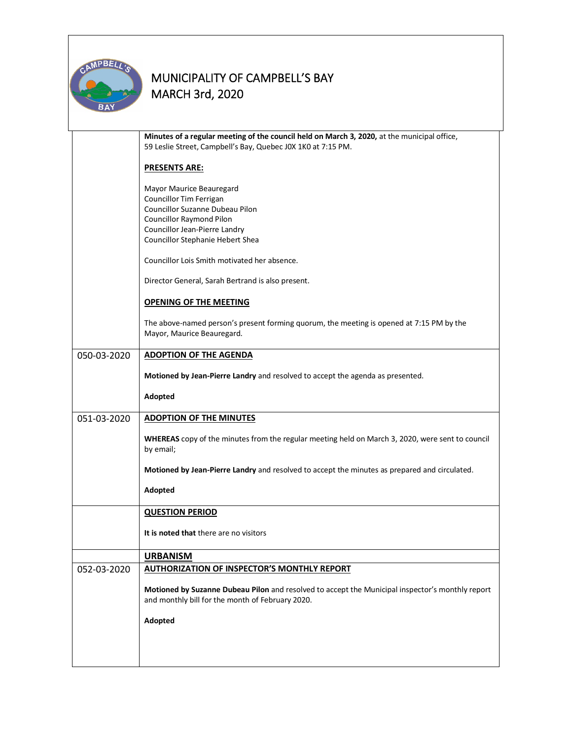# MUNICIPALITY OF CAMPBELL'S BAY
## MARCH 3rd, 2020

**Minutes of a regular meeting of the council held on March 3, 2020,** at the municipal office, 59 Leslie Street, Campbell's Bay, Quebec J0X 1K0 at 7:15 PM.

**PRESENTS ARE:**

Mayor Maurice Beauregard
Councillor Tim Ferrigan
Councillor Suzanne Dubeau Pilon
Councillor Raymond Pilon
Councillor Jean-Pierre Landry
Councillor Stephanie Hebert Shea

Councillor Lois Smith motivated her absence.

Director General, Sarah Bertrand is also present.

**OPENING OF THE MEETING**

The above-named person's present forming quorum, the meeting is opened at 7:15 PM by the Mayor, Maurice Beauregard.

---

**050-03-2020**

**ADOPTION OF THE AGENDA**

**Motioned by Jean-Pierre Landry** and resolved to accept the agenda as presented.

**Adopted**

---

**051-03-2020**

**ADOPTION OF THE MINUTES**

**WHEREAS** copy of the minutes from the regular meeting held on March 3, 2020, were sent to council by email;

**Motioned by Jean-Pierre Landry** and resolved to accept the minutes as prepared and circulated.

**Adopted**

---

**QUESTION PERIOD**

**It is noted that** there are no visitors

---

**URBANISM**

**052-03-2020**

**AUTHORIZATION OF INSPECTOR'S MONTHLY REPORT**

**Motioned by Suzanne Dubeau Pilon** and resolved to accept the Municipal inspector's monthly report and monthly bill for the month of February 2020.

**Adopted**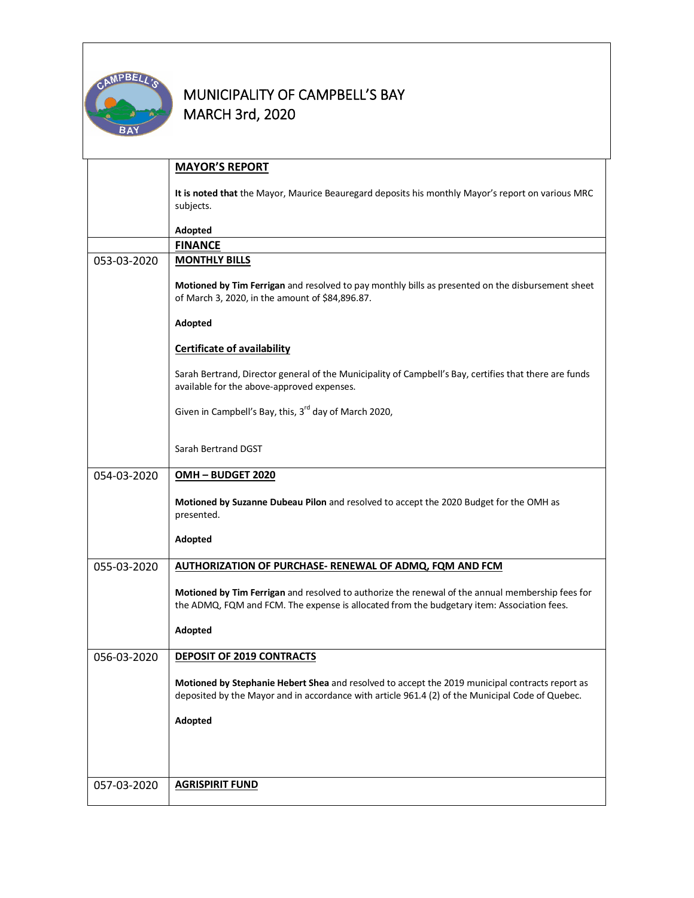# MUNICIPALITY OF CAMPBELL'S BAY
## MARCH 3rd, 2020

| | |
|---|---|
| | **MAYOR'S REPORT**<br><br>**It is noted that** the Mayor, Maurice Beauregard deposits his monthly Mayor's report on various MRC subjects.<br><br>**Adopted** |
| | **FINANCE** |
| 053-03-2020 | **MONTHLY BILLS**<br><br>**Motioned by Tim Ferrigan** and resolved to pay monthly bills as presented on the disbursement sheet of March 3, 2020, in the amount of $84,896.87.<br><br>**Adopted**<br><br>**Certificate of availability**<br><br>Sarah Bertrand, Director general of the Municipality of Campbell's Bay, certifies that there are funds available for the above-approved expenses.<br><br>Given in Campbell's Bay, this, 3rd day of March 2020,<br><br>Sarah Bertrand DGST |
| 054-03-2020 | **OMH – BUDGET 2020**<br><br>**Motioned by Suzanne Dubeau Pilon** and resolved to accept the 2020 Budget for the OMH as presented.<br><br>**Adopted** |
| 055-03-2020 | **AUTHORIZATION OF PURCHASE- RENEWAL OF ADMQ, FQM AND FCM**<br><br>**Motioned by Tim Ferrigan** and resolved to authorize the renewal of the annual membership fees for the ADMQ, FQM and FCM. The expense is allocated from the budgetary item: Association fees.<br><br>**Adopted** |
| 056-03-2020 | **DEPOSIT OF 2019 CONTRACTS**<br><br>**Motioned by Stephanie Hebert Shea** and resolved to accept the 2019 municipal contracts report as deposited by the Mayor and in accordance with article 961.4 (2) of the Municipal Code of Quebec.<br><br>**Adopted** |
| 057-03-2020 | **AGRISPIRIT FUND** |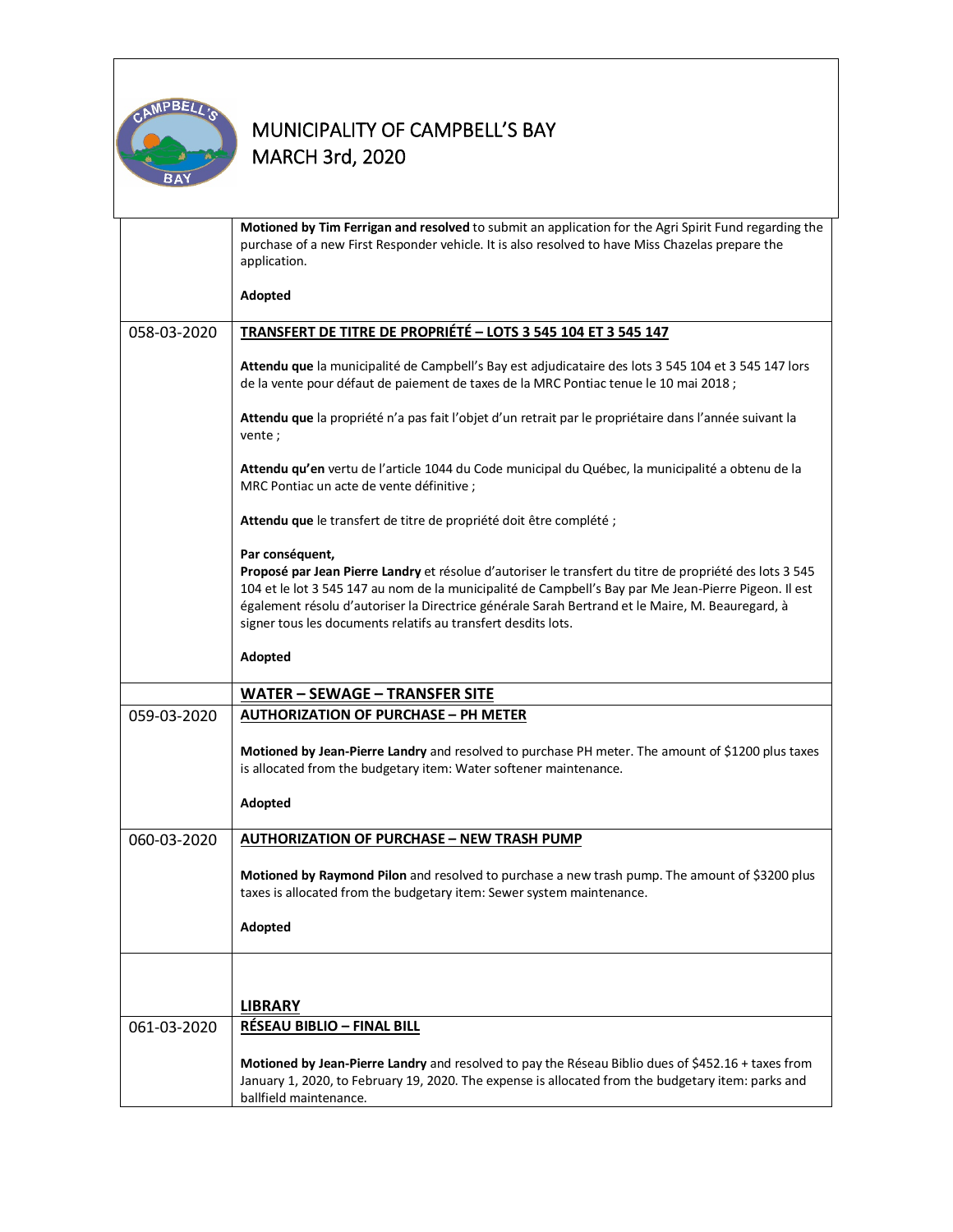# MUNICIPALITY OF CAMPBELL'S BAY
# MARCH 3rd, 2020

| | |
|---|---|
| | **Motioned by Tim Ferrigan and resolved** to submit an application for the Agri Spirit Fund regarding the purchase of a new First Responder vehicle. It is also resolved to have Miss Chazelas prepare the application.<br><br>**Adopted** |
| 058-03-2020 | **TRANSFERT DE TITRE DE PROPRIÉTÉ – LOTS 3 545 104 ET 3 545 147**<br><br>**Attendu que** la municipalité de Campbell's Bay est adjudicataire des lots 3 545 104 et 3 545 147 lors de la vente pour défaut de paiement de taxes de la MRC Pontiac tenue le 10 mai 2018 ;<br><br>**Attendu que** la propriété n'a pas fait l'objet d'un retrait par le propriétaire dans l'année suivant la vente ;<br><br>**Attendu qu'en** vertu de l'article 1044 du Code municipal du Québec, la municipalité a obtenu de la MRC Pontiac un acte de vente définitive ;<br><br>**Attendu que** le transfert de titre de propriété doit être complété ;<br><br>**Par conséquent,**<br>**Proposé par Jean Pierre Landry** et résolue d'autoriser le transfert du titre de propriété des lots 3 545 104 et le lot 3 545 147 au nom de la municipalité de Campbell's Bay par Me Jean-Pierre Pigeon. Il est également résolu d'autoriser la Directrice générale Sarah Bertrand et le Maire, M. Beauregard, à signer tous les documents relatifs au transfert desdits lots.<br><br>**Adopted** |
| | **WATER – SEWAGE – TRANSFER SITE** |
| 059-03-2020 | **AUTHORIZATION OF PURCHASE – PH METER**<br><br>**Motioned by Jean-Pierre Landry** and resolved to purchase PH meter. The amount of $1200 plus taxes is allocated from the budgetary item: Water softener maintenance.<br><br>**Adopted** |
| 060-03-2020 | **AUTHORIZATION OF PURCHASE – NEW TRASH PUMP**<br><br>**Motioned by Raymond Pilon** and resolved to purchase a new trash pump. The amount of $3200 plus taxes is allocated from the budgetary item: Sewer system maintenance.<br><br>**Adopted** |
| | **LIBRARY** |
| 061-03-2020 | **RÉSEAU BIBLIO – FINAL BILL**<br><br>**Motioned by Jean-Pierre Landry** and resolved to pay the Réseau Biblio dues of $452.16 + taxes from January 1, 2020, to February 19, 2020. The expense is allocated from the budgetary item: parks and ballfield maintenance. |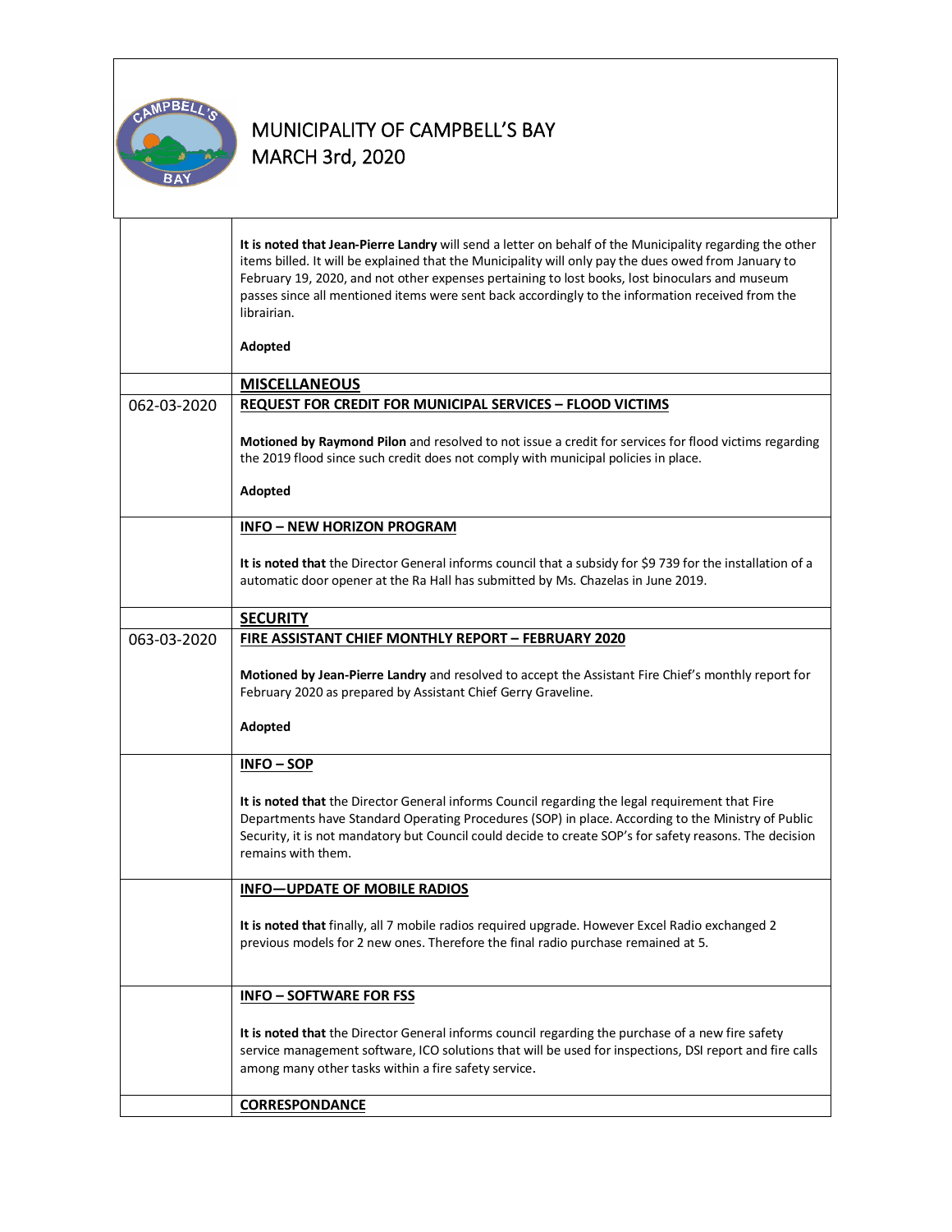# MUNICIPALITY OF CAMPBELL'S BAY
## MARCH 3rd, 2020

| | |
|---|---|
| | **It is noted that Jean-Pierre Landry** will send a letter on behalf of the Municipality regarding the other items billed. It will be explained that the Municipality will only pay the dues owed from January to February 19, 2020, and not other expenses pertaining to lost books, lost binoculars and museum passes since all mentioned items were sent back accordingly to the information received from the librairian.<br><br>**Adopted** |
| | **MISCELLANEOUS** |
| 062-03-2020 | **REQUEST FOR CREDIT FOR MUNICIPAL SERVICES – FLOOD VICTIMS**<br><br>**Motioned by Raymond Pilon** and resolved to not issue a credit for services for flood victims regarding the 2019 flood since such credit does not comply with municipal policies in place.<br><br>**Adopted** |
| | **INFO – NEW HORIZON PROGRAM**<br><br>**It is noted that** the Director General informs council that a subsidy for $9 739 for the installation of a automatic door opener at the Ra Hall has submitted by Ms. Chazelas in June 2019. |
| | **SECURITY** |
| 063-03-2020 | **FIRE ASSISTANT CHIEF MONTHLY REPORT – FEBRUARY 2020**<br><br>**Motioned by Jean-Pierre Landry** and resolved to accept the Assistant Fire Chief's monthly report for February 2020 as prepared by Assistant Chief Gerry Graveline.<br><br>**Adopted** |
| | **INFO – SOP**<br><br>**It is noted that** the Director General informs Council regarding the legal requirement that Fire Departments have Standard Operating Procedures (SOP) in place. According to the Ministry of Public Security, it is not mandatory but Council could decide to create SOP's for safety reasons. The decision remains with them. |
| | **INFO—UPDATE OF MOBILE RADIOS**<br><br>**It is noted that** finally, all 7 mobile radios required upgrade. However Excel Radio exchanged 2 previous models for 2 new ones. Therefore the final radio purchase remained at 5. |
| | **INFO – SOFTWARE FOR FSS**<br><br>**It is noted that** the Director General informs council regarding the purchase of a new fire safety service management software, ICO solutions that will be used for inspections, DSI report and fire calls among many other tasks within a fire safety service. |
| | **CORRESPONDANCE** |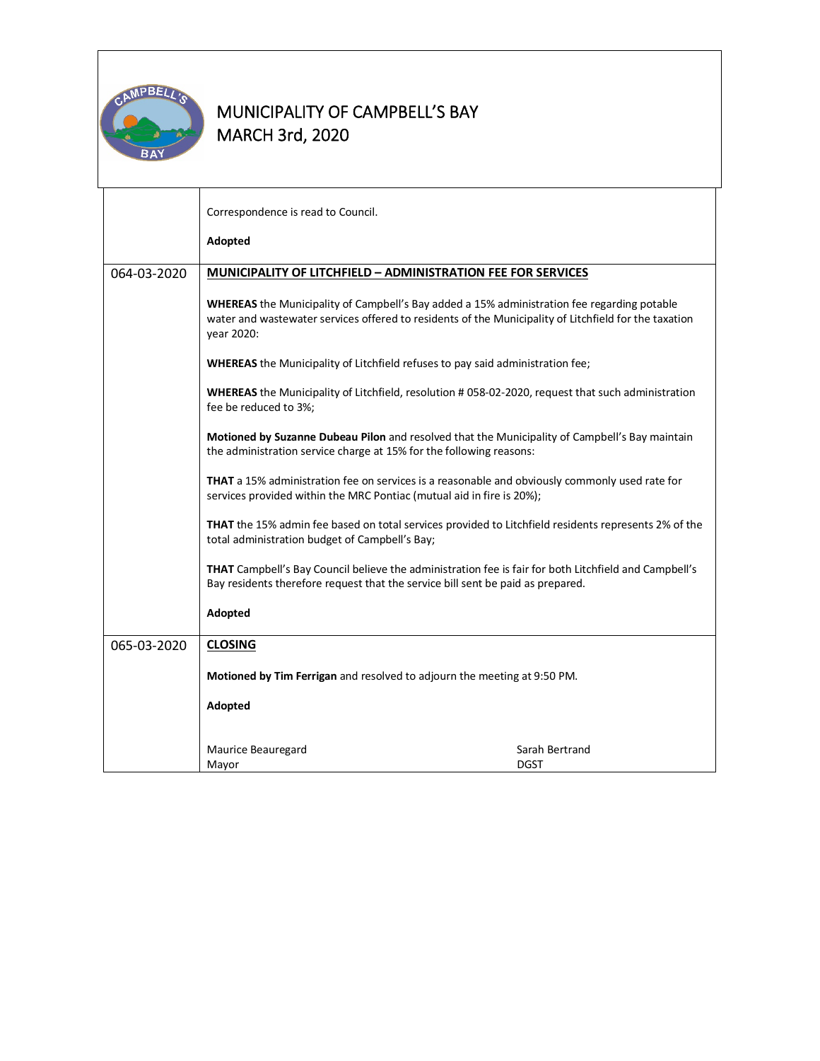# MUNICIPALITY OF CAMPBELL'S BAY
# MARCH 3rd, 2020

| | |
|---|---|
| | Correspondence is read to Council.<br><br>**Adopted** |
| 064-03-2020 | **MUNICIPALITY OF LITCHFIELD – ADMINISTRATION FEE FOR SERVICES**<br><br>**WHEREAS** the Municipality of Campbell's Bay added a 15% administration fee regarding potable water and wastewater services offered to residents of the Municipality of Litchfield for the taxation year 2020:<br><br>**WHEREAS** the Municipality of Litchfield refuses to pay said administration fee;<br><br>**WHEREAS** the Municipality of Litchfield, resolution # 058-02-2020, request that such administration fee be reduced to 3%;<br><br>**Motioned by Suzanne Dubeau Pilon** and resolved that the Municipality of Campbell's Bay maintain the administration service charge at 15% for the following reasons:<br><br>**THAT** a 15% administration fee on services is a reasonable and obviously commonly used rate for services provided within the MRC Pontiac (mutual aid in fire is 20%);<br><br>**THAT** the 15% admin fee based on total services provided to Litchfield residents represents 2% of the total administration budget of Campbell's Bay;<br><br>**THAT** Campbell's Bay Council believe the administration fee is fair for both Litchfield and Campbell's Bay residents therefore request that the service bill sent be paid as prepared.<br><br>**Adopted** |
| 065-03-2020 | **CLOSING**<br><br>**Motioned by Tim Ferrigan** and resolved to adjourn the meeting at 9:50 PM.<br><br>**Adopted**<br><br>Maurice Beauregard, Mayor — Sarah Bertrand, DGST |